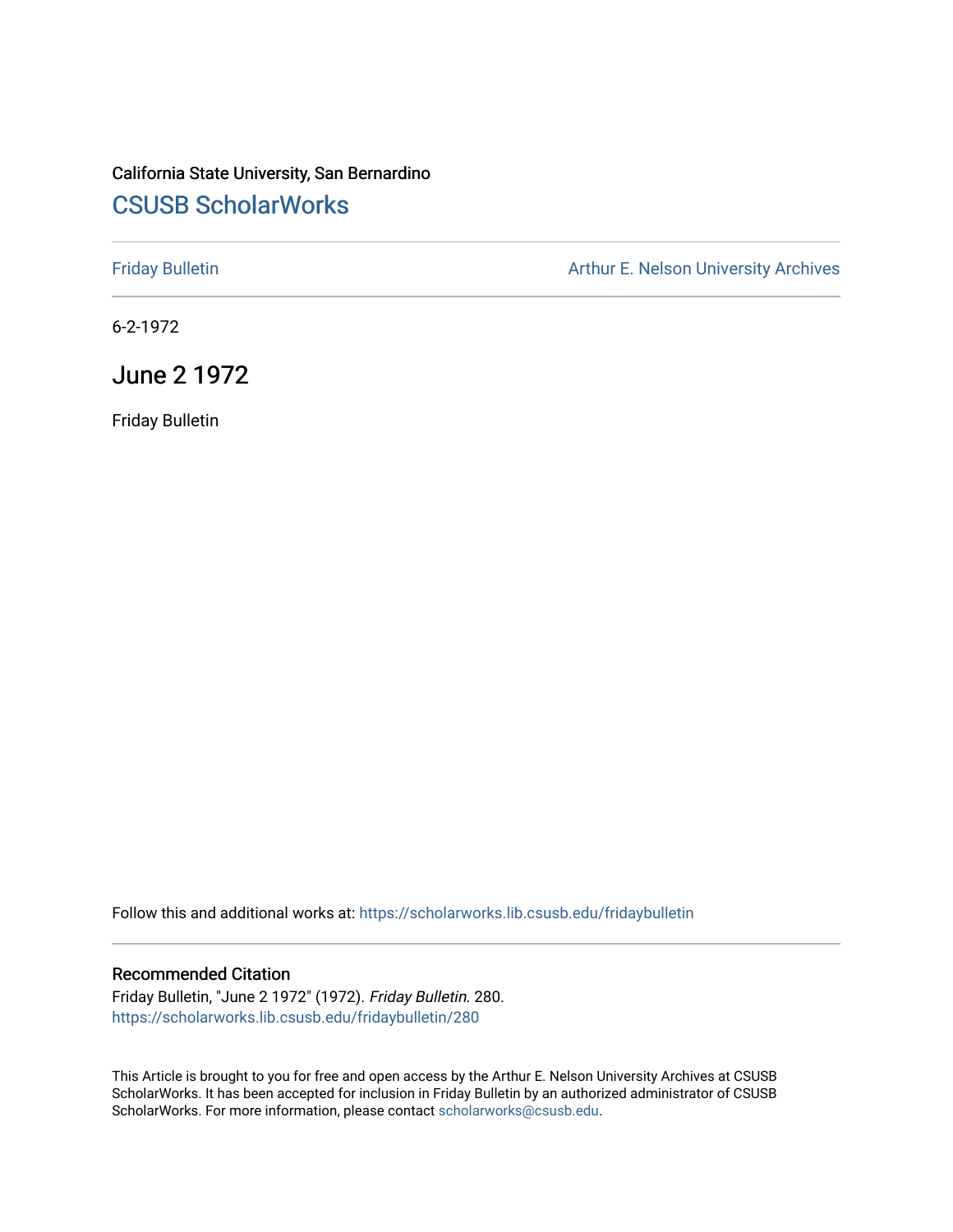California State University, San Bernardino

## CSUSB ScholarWorks

Friday Bulletin

Arthur E. Nelson University Archives

6-2-1972

# June 2 1972

Friday Bulletin

Follow this and additional works at: https://scholarworks.lib.csusb.edu/fridaybulletin

### Recommended Citation

Friday Bulletin, "June 2 1972" (1972). *Friday Bulletin*. 280.
https://scholarworks.lib.csusb.edu/fridaybulletin/280

This Article is brought to you for free and open access by the Arthur E. Nelson University Archives at CSUSB ScholarWorks. It has been accepted for inclusion in Friday Bulletin by an authorized administrator of CSUSB ScholarWorks. For more information, please contact scholarworks@csusb.edu.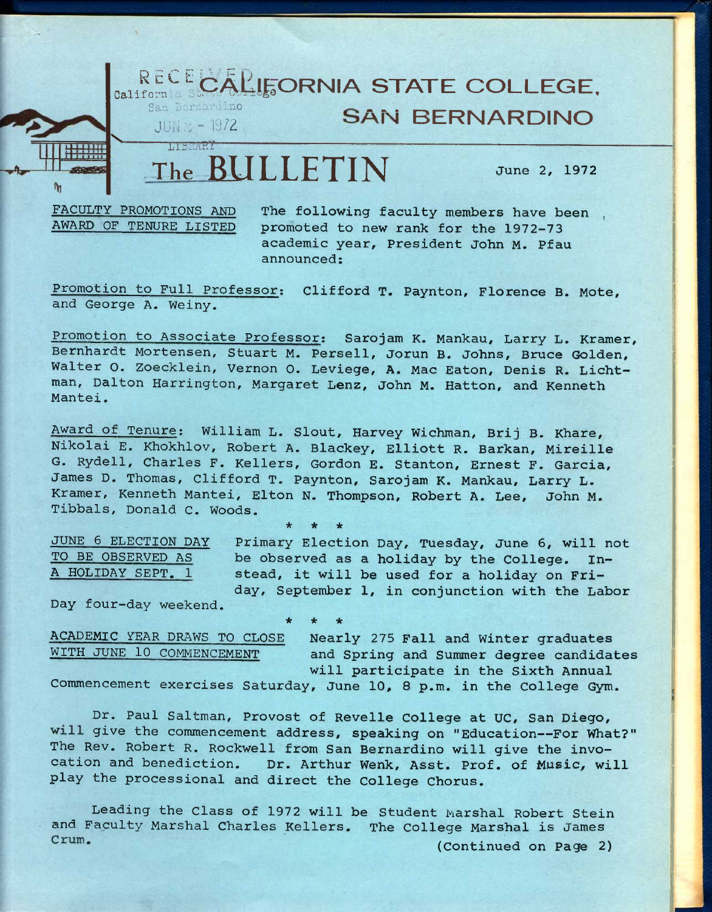# CALIFORNIA STATE COLLEGE, SAN BERNARDINO

RECEIVED
California State College
San Bernardino
JUN 2 - 1972
LIBRARY

# The BULLETIN

June 2, 1972

**FACULTY PROMOTIONS AND AWARD OF TENURE LISTED**

The following faculty members have been promoted to new rank for the 1972-73 academic year, President John M. Pfau announced:

Promotion to Full Professor: Clifford T. Paynton, Florence B. Mote, and George A. Weiny.

Promotion to Associate Professor: Sarojam K. Mankau, Larry L. Kramer, Bernhardt Mortensen, Stuart M. Persell, Jorun B. Johns, Bruce Golden, Walter O. Zoecklein, Vernon O. Leviege, A. Mac Eaton, Denis R. Lichtman, Dalton Harrington, Margaret Lenz, John M. Hatton, and Kenneth Mantei.

Award of Tenure: William L. Slout, Harvey Wichman, Brij B. Khare, Nikolai E. Khokhlov, Robert A. Blackey, Elliott R. Barkan, Mireille G. Rydell, Charles F. Kellers, Gordon E. Stanton, Ernest F. Garcia, James D. Thomas, Clifford T. Paynton, Sarojam K. Mankau, Larry L. Kramer, Kenneth Mantei, Elton N. Thompson, Robert A. Lee, John M. Tibbals, Donald C. Woods.

\* \* \*

**JUNE 6 ELECTION DAY TO BE OBSERVED AS A HOLIDAY SEPT. 1**

Primary Election Day, Tuesday, June 6, will not be observed as a holiday by the College. Instead, it will be used for a holiday on Friday, September 1, in conjunction with the Labor Day four-day weekend.

\* \* \*

**ACADEMIC YEAR DRAWS TO CLOSE WITH JUNE 10 COMMENCEMENT**

Nearly 275 Fall and Winter graduates and Spring and Summer degree candidates will participate in the Sixth Annual Commencement exercises Saturday, June 10, 8 p.m. in the College Gym.

Dr. Paul Saltman, Provost of Revelle College at UC, San Diego, will give the commencement address, speaking on "Education--For What?" The Rev. Robert R. Rockwell from San Bernardino will give the invocation and benediction. Dr. Arthur Wenk, Asst. Prof. of Music, will play the processional and direct the College Chorus.

Leading the Class of 1972 will be Student Marshal Robert Stein and Faculty Marshal Charles Kellers. The College Marshal is James Crum.

(Continued on Page 2)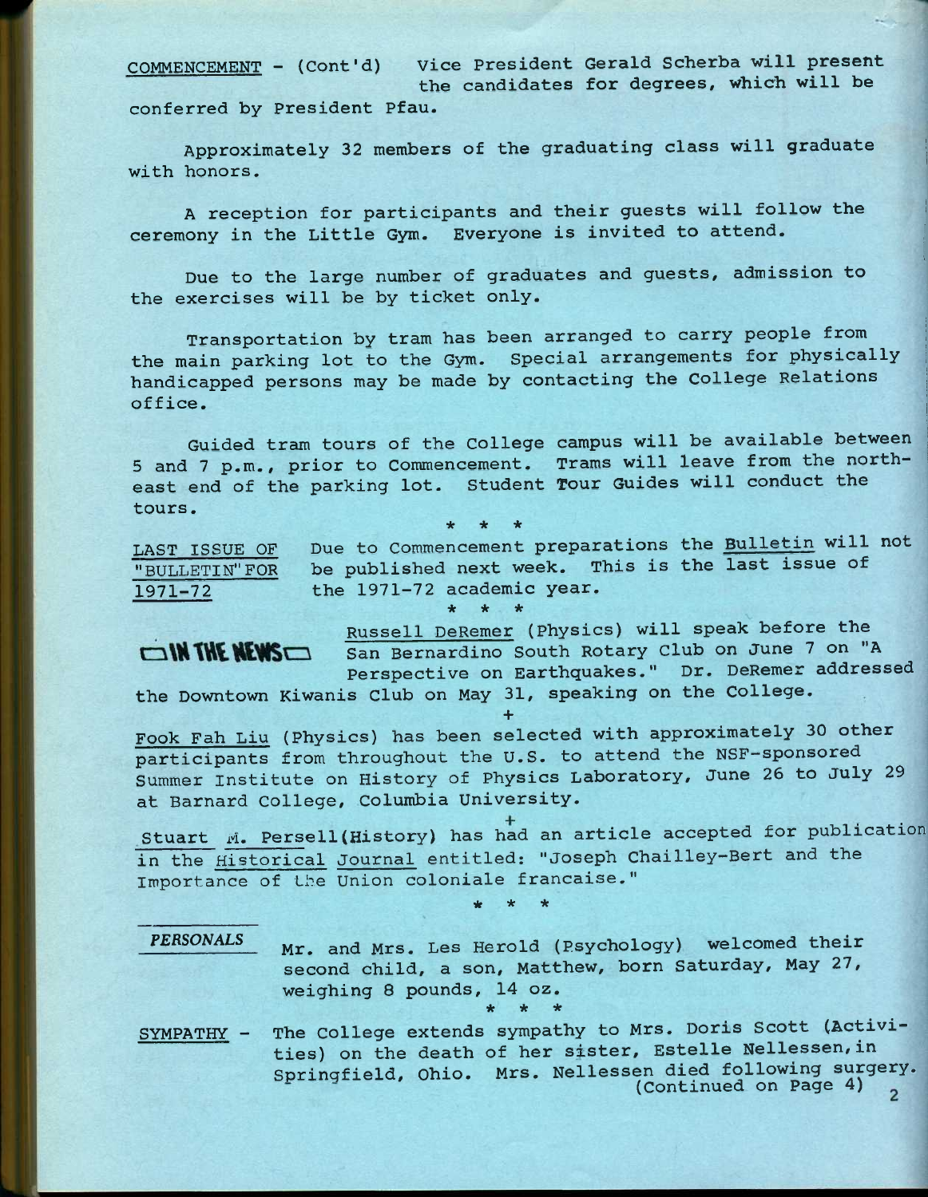COMMENCEMENT - (Cont'd) Vice President Gerald Scherba will present the candidates for degrees, which will be conferred by President Pfau.

Approximately 32 members of the graduating class will graduate with honors.

A reception for participants and their guests will follow the ceremony in the Little Gym. Everyone is invited to attend.

Due to the large number of graduates and guests, admission to the exercises will be by ticket only.

Transportation by tram has been arranged to carry people from the main parking lot to the Gym. Special arrangements for physically handicapped persons may be made by contacting the College Relations office.

Guided tram tours of the College campus will be available between 5 and 7 p.m., prior to Commencement. Trams will leave from the northeast end of the parking lot. Student Tour Guides will conduct the tours.

\* \* \*

LAST ISSUE OF "BULLETIN" FOR 1971-72 — Due to Commencement preparations the Bulletin will not be published next week. This is the last issue of the 1971-72 academic year.

\* \* \*

**IN THE NEWS**

Russell DeRemer (Physics) will speak before the San Bernardino South Rotary Club on June 7 on "A Perspective on Earthquakes." Dr. DeRemer addressed the Downtown Kiwanis Club on May 31, speaking on the College.

+

Fook Fah Liu (Physics) has been selected with approximately 30 other participants from throughout the U.S. to attend the NSF-sponsored Summer Institute on History of Physics Laboratory, June 26 to July 29 at Barnard College, Columbia University.

+

Stuart M. Persell (History) has had an article accepted for publication in the Historical Journal entitled: "Joseph Chailley-Bert and the Importance of the Union coloniale francaise."

\* \* \*

*PERSONALS*

Mr. and Mrs. Les Herold (Psychology) welcomed their second child, a son, Matthew, born Saturday, May 27, weighing 8 pounds, 14 oz.

\* \* \*

SYMPATHY - The College extends sympathy to Mrs. Doris Scott (Activities) on the death of her sister, Estelle Nellessen, in Springfield, Ohio. Mrs. Nellessen died following surgery.

(Continued on Page 4)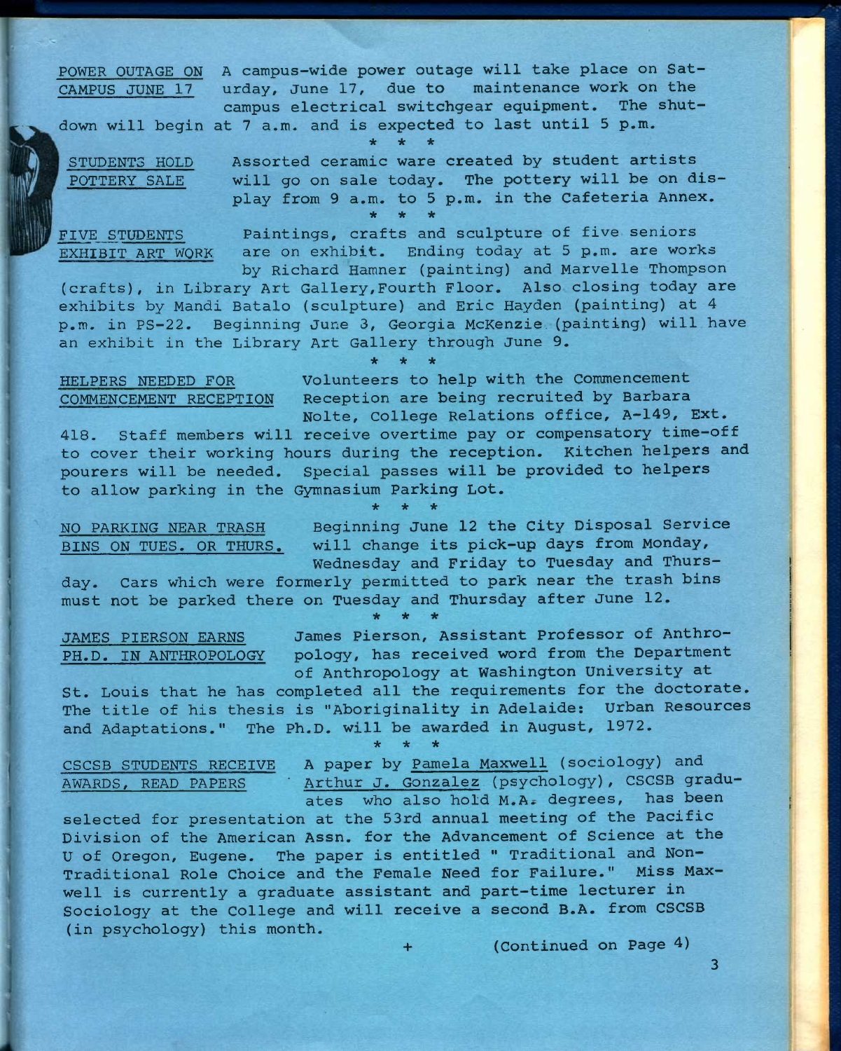<u>POWER OUTAGE ON CAMPUS JUNE 17</u> A campus-wide power outage will take place on Saturday, June 17, due to maintenance work on the campus electrical switchgear equipment. The shutdown will begin at 7 a.m. and is expected to last until 5 p.m.

\* \* \*

<u>STUDENTS HOLD POTTERY SALE</u> Assorted ceramic ware created by student artists will go on sale today. The pottery will be on display from 9 a.m. to 5 p.m. in the Cafeteria Annex.

\* \* \*

<u>FIVE STUDENTS EXHIBIT ART WORK</u> Paintings, crafts and sculpture of five seniors are on exhibit. Ending today at 5 p.m. are works by Richard Hamner (painting) and Marvelle Thompson (crafts), in Library Art Gallery, Fourth Floor. Also closing today are exhibits by Mandi Batalo (sculpture) and Eric Hayden (painting) at 4 p.m. in PS-22. Beginning June 3, Georgia McKenzie (painting) will have an exhibit in the Library Art Gallery through June 9.

\* \* \*

<u>HELPERS NEEDED FOR COMMENCEMENT RECEPTION</u> Volunteers to help with the Commencement Reception are being recruited by Barbara Nolte, College Relations office, A-149, Ext. 418. Staff members will receive overtime pay or compensatory time-off to cover their working hours during the reception. Kitchen helpers and pourers will be needed. Special passes will be provided to helpers to allow parking in the Gymnasium Parking Lot.

\* \* \*

<u>NO PARKING NEAR TRASH BINS ON TUES. OR THURS.</u> Beginning June 12 the City Disposal Service will change its pick-up days from Monday, Wednesday and Friday to Tuesday and Thursday. Cars which were formerly permitted to park near the trash bins must not be parked there on Tuesday and Thursday after June 12.

\* \* \*

<u>JAMES PIERSON EARNS PH.D. IN ANTHROPOLOGY</u> James Pierson, Assistant Professor of Anthropology, has received word from the Department of Anthropology at Washington University at St. Louis that he has completed all the requirements for the doctorate. The title of his thesis is "Aboriginality in Adelaide: Urban Resources and Adaptations." The Ph.D. will be awarded in August, 1972.

\* \* \*

<u>CSCSB STUDENTS RECEIVE AWARDS, READ PAPERS</u> A paper by <u>Pamela Maxwell</u> (sociology) and <u>Arthur J. Gonzalez</u> (psychology), CSCSB graduates who also hold M.A. degrees, has been selected for presentation at the 53rd annual meeting of the Pacific Division of the American Assn. for the Advancement of Science at the U of Oregon, Eugene. The paper is entitled " Traditional and Non-Traditional Role Choice and the Female Need for Failure." Miss Maxwell is currently a graduate assistant and part-time lecturer in Sociology at the College and will receive a second B.A. from CSCSB (in psychology) this month.

\+ (Continued on Page 4)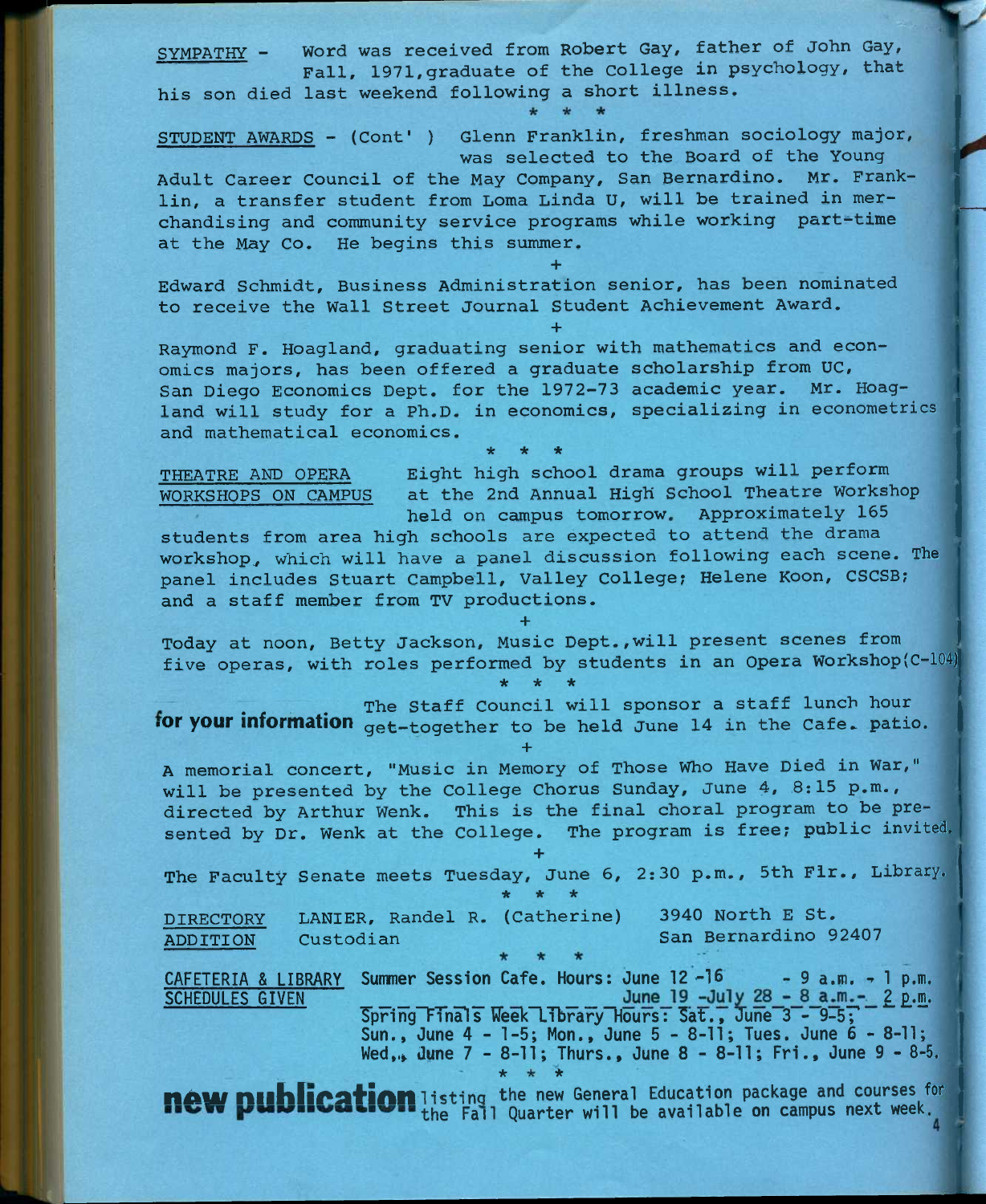SYMPATHY - Word was received from Robert Gay, father of John Gay, Fall, 1971, graduate of the College in psychology, that his son died last weekend following a short illness.

\* \* \*

STUDENT AWARDS - (Cont') Glenn Franklin, freshman sociology major, was selected to the Board of the Young Adult Career Council of the May Company, San Bernardino. Mr. Franklin, a transfer student from Loma Linda U, will be trained in merchandising and community service programs while working part-time at the May Co. He begins this summer.

+

Edward Schmidt, Business Administration senior, has been nominated to receive the Wall Street Journal Student Achievement Award.

+

Raymond F. Hoagland, graduating senior with mathematics and economics majors, has been offered a graduate scholarship from UC, San Diego Economics Dept. for the 1972-73 academic year. Mr. Hoagland will study for a Ph.D. in economics, specializing in econometrics and mathematical economics.

\* \* \*

THEATRE AND OPERA WORKSHOPS ON CAMPUS Eight high school drama groups will perform at the 2nd Annual High School Theatre Workshop held on campus tomorrow. Approximately 165 students from area high schools are expected to attend the drama workshop, which will have a panel discussion following each scene. The panel includes Stuart Campbell, Valley College; Helene Koon, CSCSB; and a staff member from TV productions.

+

Today at noon, Betty Jackson, Music Dept., will present scenes from five operas, with roles performed by students in an Opera Workshop (C-104)

\* \* \*

**for your information** The Staff Council will sponsor a staff lunch hour get-together to be held June 14 in the Cafe. patio.

+

A memorial concert, "Music in Memory of Those Who Have Died in War," will be presented by the College Chorus Sunday, June 4, 8:15 p.m., directed by Arthur Wenk. This is the final choral program to be presented by Dr. Wenk at the College. The program is free; public invited.

+

The Faculty Senate meets Tuesday, June 6, 2:30 p.m., 5th Flr., Library.

\* \* \*

DIRECTORY ADDITION LANIER, Randel R. (Catherine) Custodian 3940 North E St. San Bernardino 92407

\* \* \*

CAFETERIA & LIBRARY SCHEDULES GIVEN Summer Session Cafe. Hours: June 12-16 - 9 a.m. - 1 p.m.
June 19 - July 28 - 8 a.m. - 2 p.m.
Spring Finals Week Library Hours: Sat., June 3 - 9-5; Sun., June 4 - 1-5; Mon., June 5 - 8-11; Tues. June 6 - 8-11; Wed., June 7 - 8-11; Thurs., June 8 - 8-11; Fri., June 9 - 8-5.

\* \* \*

**new publication** listing the new General Education package and courses for the Fall Quarter will be available on campus next week.